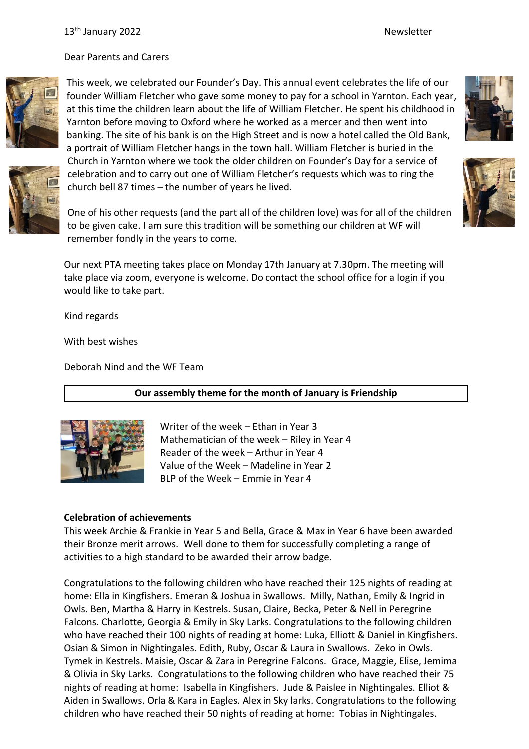13th January 2022 Newsletter

Dear Parents and Carers

This week, we celebrated our Founder's Day. This annual event celebrates the life of our founder William Fletcher who gave some money to pay for a school in Yarnton. Each year, at this time the children learn about the life of William Fletcher. He spent his childhood in Yarnton before moving to Oxford where he worked as a mercer and then went into banking. The site of his bank is on the High Street and is now a hotel called the Old Bank, a portrait of William Fletcher hangs in the town hall. William Fletcher is buried in the Church in Yarnton where we took the older children on Founder's Day for a service of celebration and to carry out one of William Fletcher's requests which was to ring the church bell 87 times – the number of years he lived.

One of his other requests (and the part all of the children love) was for all of the children to be given cake. I am sure this tradition will be something our children at WF will remember fondly in the years to come.

Our next PTA meeting takes place on Monday 17th January at 7.30pm. The meeting will take place via zoom, everyone is welcome. Do contact the school office for a login if you would like to take part.

Kind regards

With best wishes

Deborah Nind and the WF Team

**Our assembly theme for the month of January is Friendship**

Writer of the week – Ethan in Year 3
Mathematician of the week – Riley in Year 4
Reader of the week – Arthur in Year 4
Value of the Week – Madeline in Year 2
BLP of the Week – Emmie in Year 4

**Celebration of achievements**

This week Archie & Frankie in Year 5 and Bella, Grace & Max in Year 6 have been awarded their Bronze merit arrows. Well done to them for successfully completing a range of activities to a high standard to be awarded their arrow badge.

Congratulations to the following children who have reached their 125 nights of reading at home: Ella in Kingfishers. Emeran & Joshua in Swallows. Milly, Nathan, Emily & Ingrid in Owls. Ben, Martha & Harry in Kestrels. Susan, Claire, Becka, Peter & Nell in Peregrine Falcons. Charlotte, Georgia & Emily in Sky Larks. Congratulations to the following children who have reached their 100 nights of reading at home: Luka, Elliott & Daniel in Kingfishers. Osian & Simon in Nightingales. Edith, Ruby, Oscar & Laura in Swallows. Zeko in Owls. Tymek in Kestrels. Maisie, Oscar & Zara in Peregrine Falcons. Grace, Maggie, Elise, Jemima & Olivia in Sky Larks. Congratulations to the following children who have reached their 75 nights of reading at home: Isabella in Kingfishers. Jude & Paislee in Nightingales. Elliot & Aiden in Swallows. Orla & Kara in Eagles. Alex in Sky larks. Congratulations to the following children who have reached their 50 nights of reading at home: Tobias in Nightingales.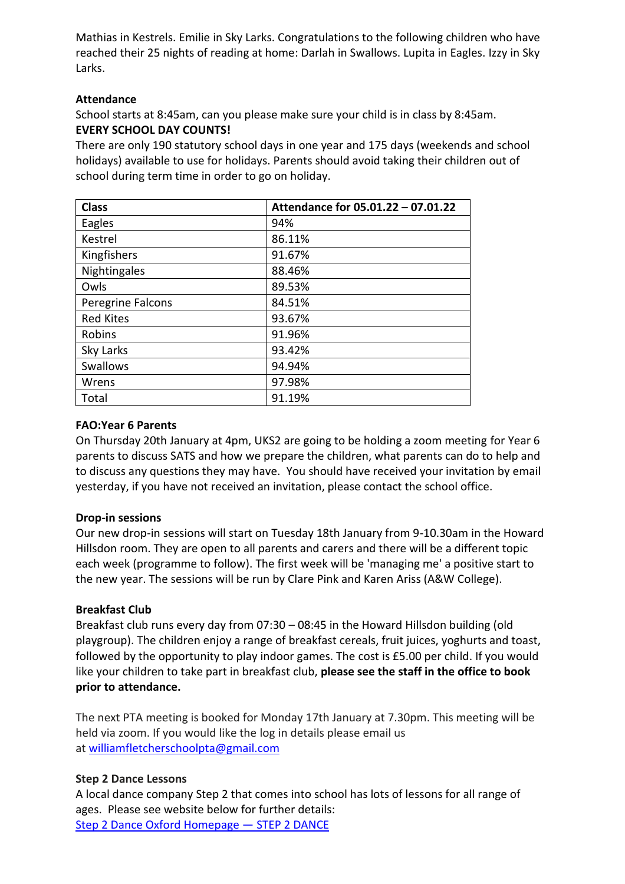Mathias in Kestrels. Emilie in Sky Larks. Congratulations to the following children who have reached their 25 nights of reading at home: Darlah in Swallows. Lupita in Eagles. Izzy in Sky Larks.

**Attendance**

School starts at 8:45am, can you please make sure your child is in class by 8:45am.

**EVERY SCHOOL DAY COUNTS!**

There are only 190 statutory school days in one year and 175 days (weekends and school holidays) available to use for holidays. Parents should avoid taking their children out of school during term time in order to go on holiday.

| Class | Attendance for 05.01.22 – 07.01.22 |
| --- | --- |
| Eagles | 94% |
| Kestrel | 86.11% |
| Kingfishers | 91.67% |
| Nightingales | 88.46% |
| Owls | 89.53% |
| Peregrine Falcons | 84.51% |
| Red Kites | 93.67% |
| Robins | 91.96% |
| Sky Larks | 93.42% |
| Swallows | 94.94% |
| Wrens | 97.98% |
| Total | 91.19% |

**FAO:Year 6 Parents**

On Thursday 20th January at 4pm, UKS2 are going to be holding a zoom meeting for Year 6 parents to discuss SATS and how we prepare the children, what parents can do to help and to discuss any questions they may have. You should have received your invitation by email yesterday, if you have not received an invitation, please contact the school office.

**Drop-in sessions**

Our new drop-in sessions will start on Tuesday 18th January from 9-10.30am in the Howard Hillsdon room. They are open to all parents and carers and there will be a different topic each week (programme to follow). The first week will be 'managing me' a positive start to the new year. The sessions will be run by Clare Pink and Karen Ariss (A&W College).

**Breakfast Club**

Breakfast club runs every day from 07:30 – 08:45 in the Howard Hillsdon building (old playgroup). The children enjoy a range of breakfast cereals, fruit juices, yoghurts and toast, followed by the opportunity to play indoor games. The cost is £5.00 per child. If you would like your children to take part in breakfast club, **please see the staff in the office to book prior to attendance.**

The next PTA meeting is booked for Monday 17th January at 7.30pm. This meeting will be held via zoom. If you would like the log in details please email us at williamfletcherschoolpta@gmail.com

**Step 2 Dance Lessons**

A local dance company Step 2 that comes into school has lots of lessons for all range of ages. Please see website below for further details:

Step 2 Dance Oxford Homepage — STEP 2 DANCE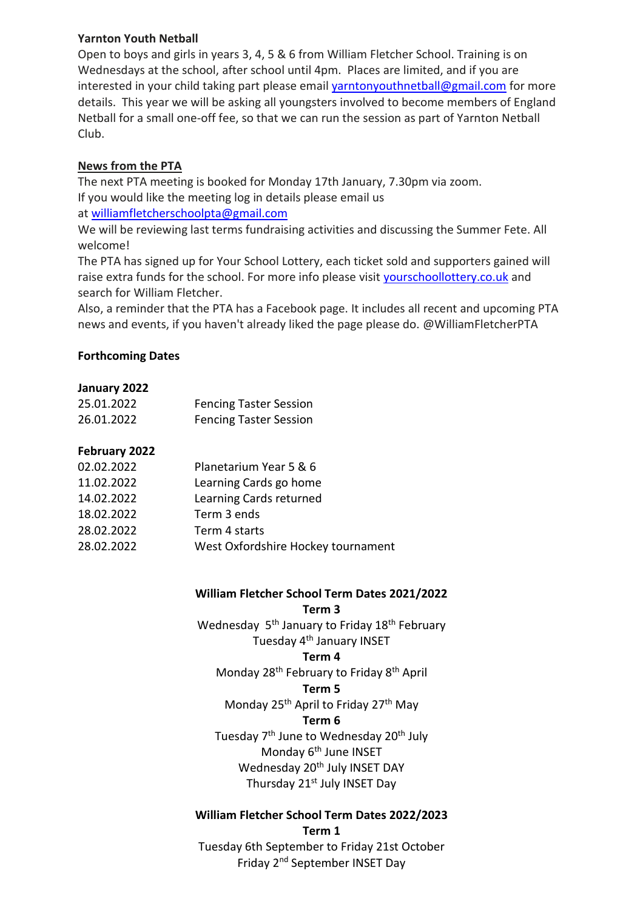**Yarnton Youth Netball**

Open to boys and girls in years 3, 4, 5 & 6 from William Fletcher School. Training is on Wednesdays at the school, after school until 4pm. Places are limited, and if you are interested in your child taking part please email yarntonyouthnetball@gmail.com for more details. This year we will be asking all youngsters involved to become members of England Netball for a small one-off fee, so that we can run the session as part of Yarnton Netball Club.

**News from the PTA**

The next PTA meeting is booked for Monday 17th January, 7.30pm via zoom.
If you would like the meeting log in details please email us at williamfletcherschoolpta@gmail.com

We will be reviewing last terms fundraising activities and discussing the Summer Fete. All welcome!

The PTA has signed up for Your School Lottery, each ticket sold and supporters gained will raise extra funds for the school. For more info please visit yourschoollottery.co.uk and search for William Fletcher.

Also, a reminder that the PTA has a Facebook page. It includes all recent and upcoming PTA news and events, if you haven't already liked the page please do. @WilliamFletcherPTA

**Forthcoming Dates**

**January 2022**

| | |
|---|---|
| 25.01.2022 | Fencing Taster Session |
| 26.01.2022 | Fencing Taster Session |

**February 2022**

| | |
|---|---|
| 02.02.2022 | Planetarium Year 5 & 6 |
| 11.02.2022 | Learning Cards go home |
| 14.02.2022 | Learning Cards returned |
| 18.02.2022 | Term 3 ends |
| 28.02.2022 | Term 4 starts |
| 28.02.2022 | West Oxfordshire Hockey tournament |

**William Fletcher School Term Dates 2021/2022**

**Term 3**

Wednesday 5th January to Friday 18th February

Tuesday 4th January INSET

**Term 4**

Monday 28th February to Friday 8th April

**Term 5**

Monday 25th April to Friday 27th May

**Term 6**

Tuesday 7th June to Wednesday 20th July

Monday 6th June INSET

Wednesday 20th July INSET DAY

Thursday 21st July INSET Day

**William Fletcher School Term Dates 2022/2023**

**Term 1**

Tuesday 6th September to Friday 21st October

Friday 2nd September INSET Day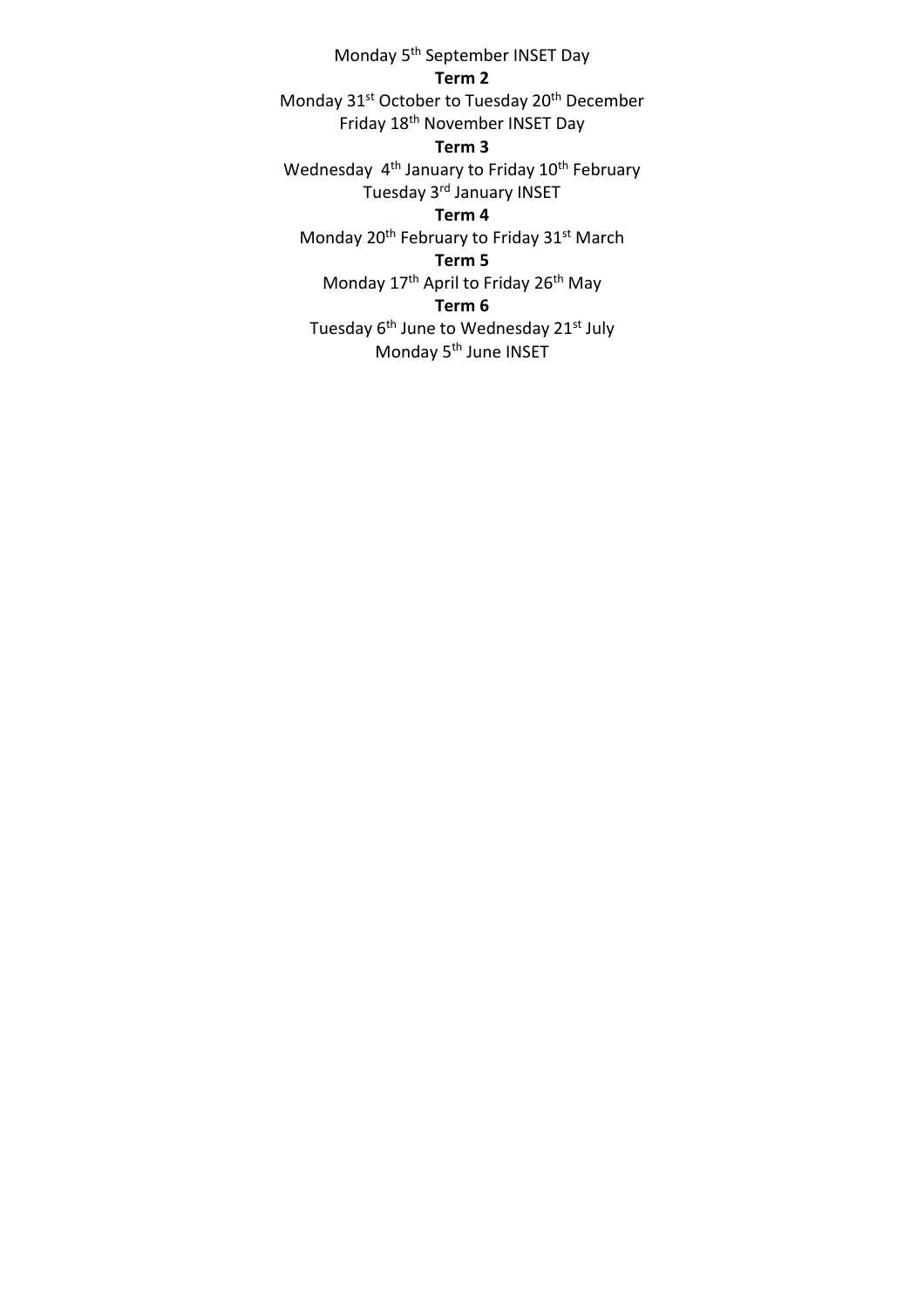Monday 5th September INSET Day

**Term 2**

Monday 31st October to Tuesday 20th December

Friday 18th November INSET Day

**Term 3**

Wednesday 4th January to Friday 10th February

Tuesday 3rd January INSET

**Term 4**

Monday 20th February to Friday 31st March

**Term 5**

Monday 17th April to Friday 26th May

**Term 6**

Tuesday 6th June to Wednesday 21st July

Monday 5th June INSET